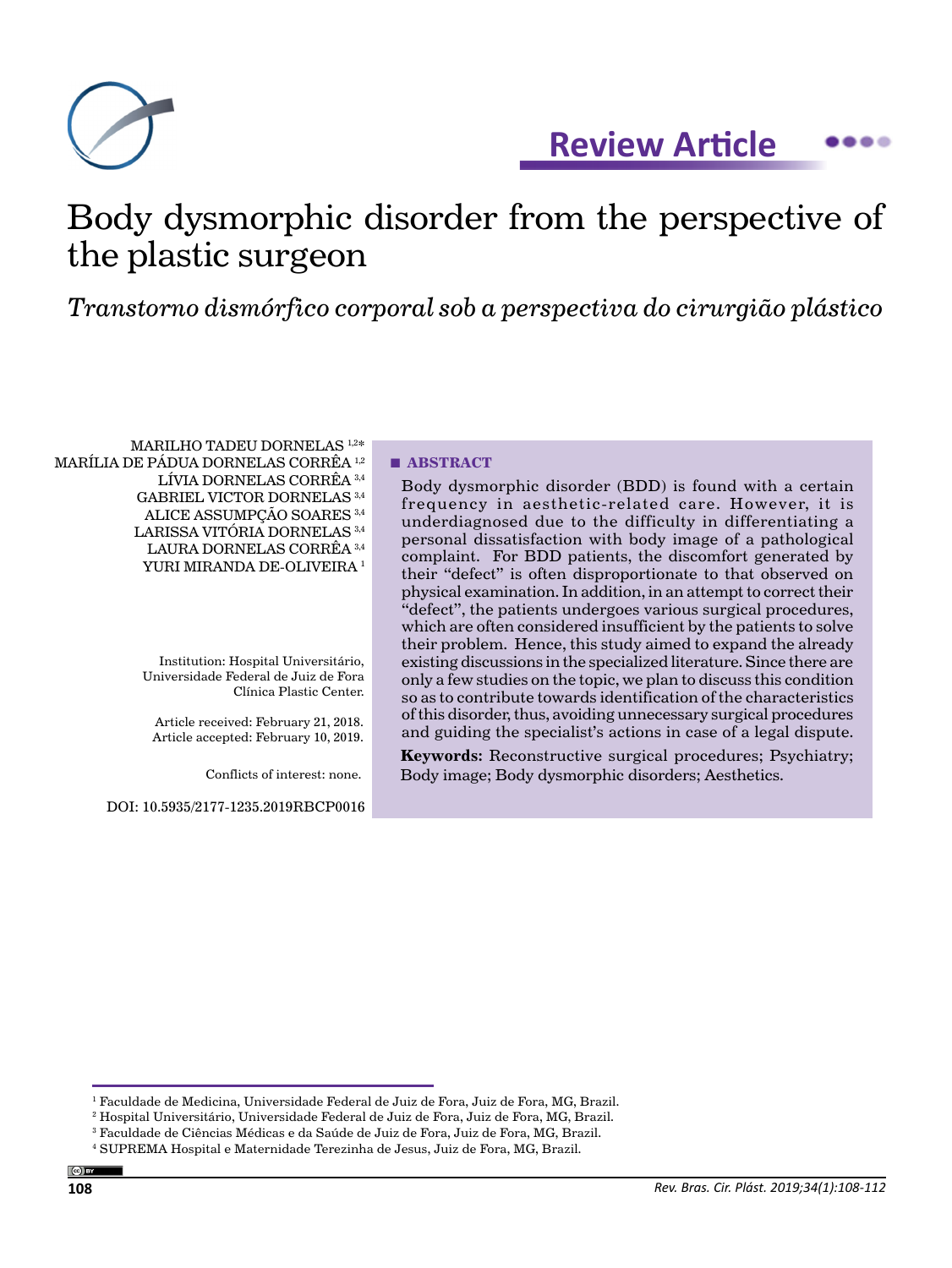Review Article

# Body dysmorphic disorder from the perspective of the plastic surgeon

*Transtorno dismórfico corporal sob a perspectiva do cirurgião plástico*

MARILHO TADEU DORNELAS [1,2*]
MARÍLIA DE PÁDUA DORNELAS CORRÊA [1,2]
LÍVIA DORNELAS CORRÊA [3,4]
GABRIEL VICTOR DORNELAS [3,4]
ALICE ASSUMPÇÃO SOARES [3,4]
LARISSA VITÓRIA DORNELAS [3,4]
LAURA DORNELAS CORRÊA [3,4]
YURI MIRANDA DE-OLIVEIRA [1]

Institution: Hospital Universitário, Universidade Federal de Juiz de Fora Clínica Plastic Center.

Article received: February 21, 2018.
Article accepted: February 10, 2019.

Conflicts of interest: none.

DOI: 10.5935/2177-1235.2019RBCP0016

## ■ ABSTRACT

Body dysmorphic disorder (BDD) is found with a certain frequency in aesthetic-related care. However, it is underdiagnosed due to the difficulty in differentiating a personal dissatisfaction with body image of a pathological complaint. For BDD patients, the discomfort generated by their "defect" is often disproportionate to that observed on physical examination. In addition, in an attempt to correct their "defect", the patients undergoes various surgical procedures, which are often considered insufficient by the patients to solve their problem. Hence, this study aimed to expand the already existing discussions in the specialized literature. Since there are only a few studies on the topic, we plan to discuss this condition so as to contribute towards identification of the characteristics of this disorder, thus, avoiding unnecessary surgical procedures and guiding the specialist's actions in case of a legal dispute.

**Keywords:** Reconstructive surgical procedures; Psychiatry; Body image; Body dysmorphic disorders; Aesthetics.

---

[1] Faculdade de Medicina, Universidade Federal de Juiz de Fora, Juiz de Fora, MG, Brazil.
[2] Hospital Universitário, Universidade Federal de Juiz de Fora, Juiz de Fora, MG, Brazil.
[3] Faculdade de Ciências Médicas e da Saúde de Juiz de Fora, Juiz de Fora, MG, Brazil.
[4] SUPREMA Hospital e Maternidade Terezinha de Jesus, Juiz de Fora, MG, Brazil.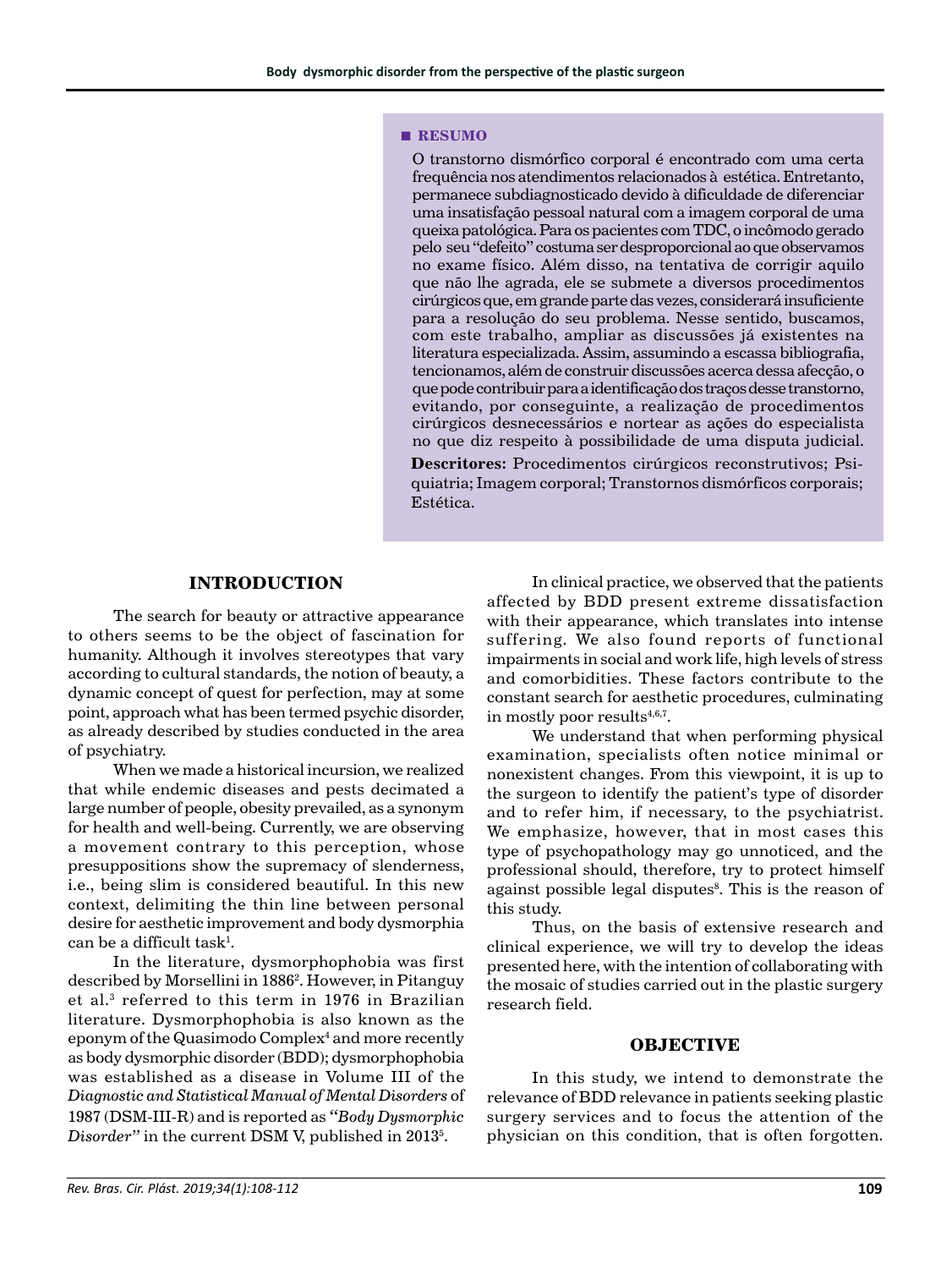■ **RESUMO**

O transtorno dismórfico corporal é encontrado com uma certa frequência nos atendimentos relacionados à estética. Entretanto, permanece subdiagnosticado devido à dificuldade de diferenciar uma insatisfação pessoal natural com a imagem corporal de uma queixa patológica. Para os pacientes com TDC, o incômodo gerado pelo seu "defeito" costuma ser desproporcional ao que observamos no exame físico. Além disso, na tentativa de corrigir aquilo que não lhe agrada, ele se submete a diversos procedimentos cirúrgicos que, em grande parte das vezes, considerará insuficiente para a resolução do seu problema. Nesse sentido, buscamos, com este trabalho, ampliar as discussões já existentes na literatura especializada. Assim, assumindo a escassa bibliografia, tencionamos, além de construir discussões acerca dessa afecção, o que pode contribuir para a identificação dos traços desse transtorno, evitando, por conseguinte, a realização de procedimentos cirúrgicos desnecessários e nortear as ações do especialista no que diz respeito à possibilidade de uma disputa judicial.

**Descritores:** Procedimentos cirúrgicos reconstrutivos; Psiquiatria; Imagem corporal; Transtornos dismórficos corporais; Estética.

## INTRODUCTION

The search for beauty or attractive appearance to others seems to be the object of fascination for humanity. Although it involves stereotypes that vary according to cultural standards, the notion of beauty, a dynamic concept of quest for perfection, may at some point, approach what has been termed psychic disorder, as already described by studies conducted in the area of psychiatry.

When we made a historical incursion, we realized that while endemic diseases and pests decimated a large number of people, obesity prevailed, as a synonym for health and well-being. Currently, we are observing a movement contrary to this perception, whose presuppositions show the supremacy of slenderness, i.e., being slim is considered beautiful. In this new context, delimiting the thin line between personal desire for aesthetic improvement and body dysmorphia can be a difficult task[1].

In the literature, dysmorphophobia was first described by Morsellini in 1886[2]. However, in Pitanguy et al.[3] referred to this term in 1976 in Brazilian literature. Dysmorphophobia is also known as the eponym of the Quasimodo Complex[4] and more recently as body dysmorphic disorder (BDD); dysmorphophobia was established as a disease in Volume III of the *Diagnostic and Statistical Manual of Mental Disorders* of 1987 (DSM-III-R) and is reported as "*Body Dysmorphic Disorder*" in the current DSM V, published in 2013[5].

In clinical practice, we observed that the patients affected by BDD present extreme dissatisfaction with their appearance, which translates into intense suffering. We also found reports of functional impairments in social and work life, high levels of stress and comorbidities. These factors contribute to the constant search for aesthetic procedures, culminating in mostly poor results[4,6,7].

We understand that when performing physical examination, specialists often notice minimal or nonexistent changes. From this viewpoint, it is up to the surgeon to identify the patient's type of disorder and to refer him, if necessary, to the psychiatrist. We emphasize, however, that in most cases this type of psychopathology may go unnoticed, and the professional should, therefore, try to protect himself against possible legal disputes[8]. This is the reason of this study.

Thus, on the basis of extensive research and clinical experience, we will try to develop the ideas presented here, with the intention of collaborating with the mosaic of studies carried out in the plastic surgery research field.

## OBJECTIVE

In this study, we intend to demonstrate the relevance of BDD relevance in patients seeking plastic surgery services and to focus the attention of the physician on this condition, that is often forgotten.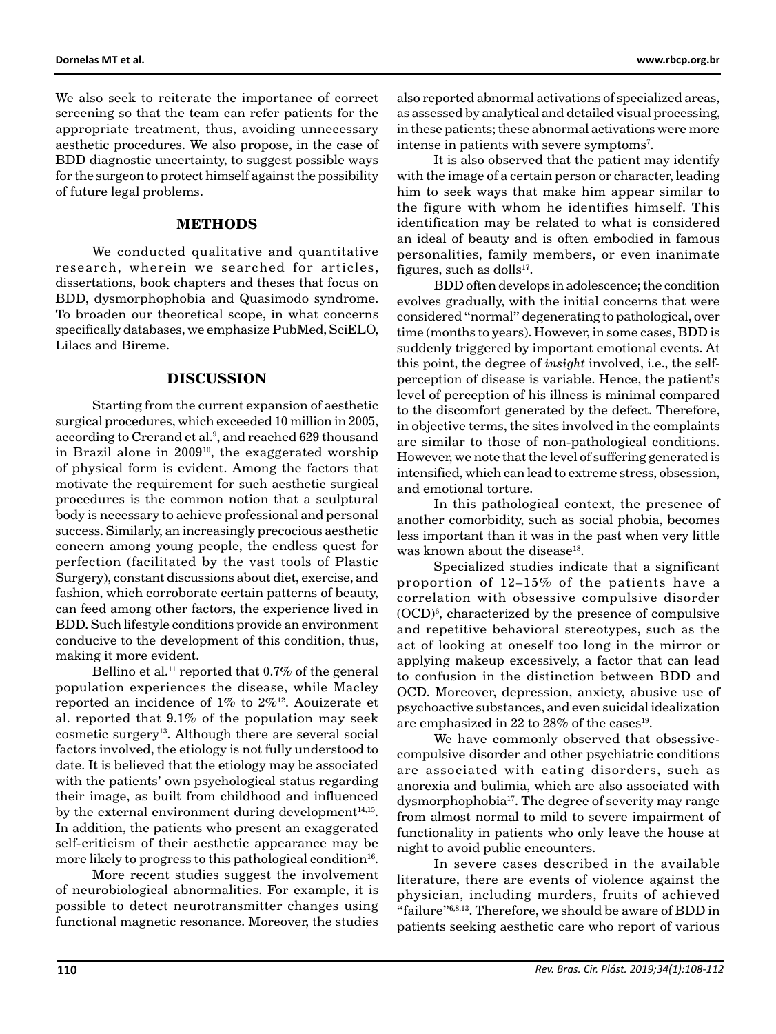We also seek to reiterate the importance of correct screening so that the team can refer patients for the appropriate treatment, thus, avoiding unnecessary aesthetic procedures. We also propose, in the case of BDD diagnostic uncertainty, to suggest possible ways for the surgeon to protect himself against the possibility of future legal problems.

## METHODS

We conducted qualitative and quantitative research, wherein we searched for articles, dissertations, book chapters and theses that focus on BDD, dysmorphophobia and Quasimodo syndrome. To broaden our theoretical scope, in what concerns specifically databases, we emphasize PubMed, SciELO, Lilacs and Bireme.

## DISCUSSION

Starting from the current expansion of aesthetic surgical procedures, which exceeded 10 million in 2005, according to Crerand et al.[9], and reached 629 thousand in Brazil alone in 2009[10], the exaggerated worship of physical form is evident. Among the factors that motivate the requirement for such aesthetic surgical procedures is the common notion that a sculptural body is necessary to achieve professional and personal success. Similarly, an increasingly precocious aesthetic concern among young people, the endless quest for perfection (facilitated by the vast tools of Plastic Surgery), constant discussions about diet, exercise, and fashion, which corroborate certain patterns of beauty, can feed among other factors, the experience lived in BDD. Such lifestyle conditions provide an environment conducive to the development of this condition, thus, making it more evident.

Bellino et al.[11] reported that 0.7% of the general population experiences the disease, while Macley reported an incidence of 1% to 2%[12]. Aouizerate et al. reported that 9.1% of the population may seek cosmetic surgery[13]. Although there are several social factors involved, the etiology is not fully understood to date. It is believed that the etiology may be associated with the patients' own psychological status regarding their image, as built from childhood and influenced by the external environment during development[14,15]. In addition, the patients who present an exaggerated self-criticism of their aesthetic appearance may be more likely to progress to this pathological condition[16].

More recent studies suggest the involvement of neurobiological abnormalities. For example, it is possible to detect neurotransmitter changes using functional magnetic resonance. Moreover, the studies also reported abnormal activations of specialized areas, as assessed by analytical and detailed visual processing, in these patients; these abnormal activations were more intense in patients with severe symptoms[7].

It is also observed that the patient may identify with the image of a certain person or character, leading him to seek ways that make him appear similar to the figure with whom he identifies himself. This identification may be related to what is considered an ideal of beauty and is often embodied in famous personalities, family members, or even inanimate figures, such as dolls[17].

BDD often develops in adolescence; the condition evolves gradually, with the initial concerns that were considered "normal" degenerating to pathological, over time (months to years). However, in some cases, BDD is suddenly triggered by important emotional events. At this point, the degree of *insight* involved, i.e., the self-perception of disease is variable. Hence, the patient's level of perception of his illness is minimal compared to the discomfort generated by the defect. Therefore, in objective terms, the sites involved in the complaints are similar to those of non-pathological conditions. However, we note that the level of suffering generated is intensified, which can lead to extreme stress, obsession, and emotional torture.

In this pathological context, the presence of another comorbidity, such as social phobia, becomes less important than it was in the past when very little was known about the disease[18].

Specialized studies indicate that a significant proportion of 12–15% of the patients have a correlation with obsessive compulsive disorder (OCD)[6], characterized by the presence of compulsive and repetitive behavioral stereotypes, such as the act of looking at oneself too long in the mirror or applying makeup excessively, a factor that can lead to confusion in the distinction between BDD and OCD. Moreover, depression, anxiety, abusive use of psychoactive substances, and even suicidal idealization are emphasized in 22 to 28% of the cases[19].

We have commonly observed that obsessive-compulsive disorder and other psychiatric conditions are associated with eating disorders, such as anorexia and bulimia, which are also associated with dysmorphophobia[17]. The degree of severity may range from almost normal to mild to severe impairment of functionality in patients who only leave the house at night to avoid public encounters.

In severe cases described in the available literature, there are events of violence against the physician, including murders, fruits of achieved "failure"[6,8,13]. Therefore, we should be aware of BDD in patients seeking aesthetic care who report of various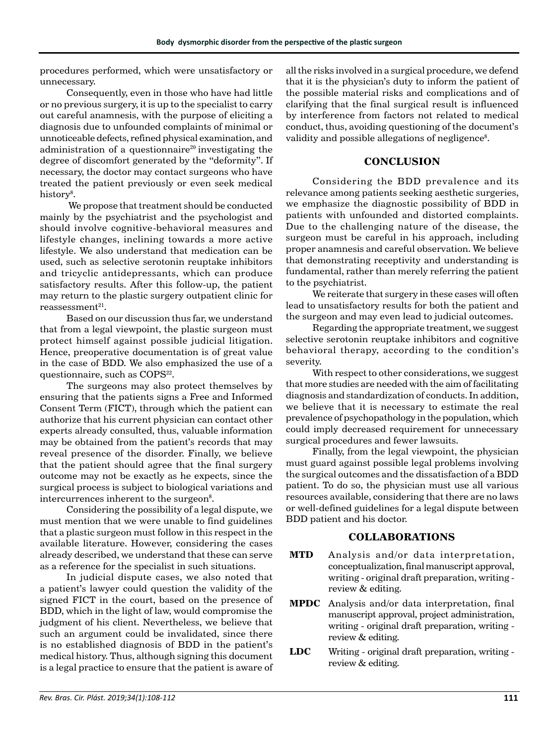procedures performed, which were unsatisfactory or unnecessary.

Consequently, even in those who have had little or no previous surgery, it is up to the specialist to carry out careful anamnesis, with the purpose of eliciting a diagnosis due to unfounded complaints of minimal or unnoticeable defects, refined physical examination, and administration of a questionnaire[20] investigating the degree of discomfort generated by the "deformity". If necessary, the doctor may contact surgeons who have treated the patient previously or even seek medical history[8].

We propose that treatment should be conducted mainly by the psychiatrist and the psychologist and should involve cognitive-behavioral measures and lifestyle changes, inclining towards a more active lifestyle. We also understand that medication can be used, such as selective serotonin reuptake inhibitors and tricyclic antidepressants, which can produce satisfactory results. After this follow-up, the patient may return to the plastic surgery outpatient clinic for reassessment[21].

Based on our discussion thus far, we understand that from a legal viewpoint, the plastic surgeon must protect himself against possible judicial litigation. Hence, preoperative documentation is of great value in the case of BDD. We also emphasized the use of a questionnaire, such as COPS[22].

The surgeons may also protect themselves by ensuring that the patients signs a Free and Informed Consent Term (FICT), through which the patient can authorize that his current physician can contact other experts already consulted, thus, valuable information may be obtained from the patient's records that may reveal presence of the disorder. Finally, we believe that the patient should agree that the final surgery outcome may not be exactly as he expects, since the surgical process is subject to biological variations and intercurrences inherent to the surgeon[8].

Considering the possibility of a legal dispute, we must mention that we were unable to find guidelines that a plastic surgeon must follow in this respect in the available literature. However, considering the cases already described, we understand that these can serve as a reference for the specialist in such situations.

In judicial dispute cases, we also noted that a patient's lawyer could question the validity of the signed FICT in the court, based on the presence of BDD, which in the light of law, would compromise the judgment of his client. Nevertheless, we believe that such an argument could be invalidated, since there is no established diagnosis of BDD in the patient's medical history. Thus, although signing this document is a legal practice to ensure that the patient is aware of all the risks involved in a surgical procedure, we defend that it is the physician's duty to inform the patient of the possible material risks and complications and of clarifying that the final surgical result is influenced by interference from factors not related to medical conduct, thus, avoiding questioning of the document's validity and possible allegations of negligence[8].

## CONCLUSION

Considering the BDD prevalence and its relevance among patients seeking aesthetic surgeries, we emphasize the diagnostic possibility of BDD in patients with unfounded and distorted complaints. Due to the challenging nature of the disease, the surgeon must be careful in his approach, including proper anamnesis and careful observation. We believe that demonstrating receptivity and understanding is fundamental, rather than merely referring the patient to the psychiatrist.

We reiterate that surgery in these cases will often lead to unsatisfactory results for both the patient and the surgeon and may even lead to judicial outcomes.

Regarding the appropriate treatment, we suggest selective serotonin reuptake inhibitors and cognitive behavioral therapy, according to the condition's severity.

With respect to other considerations, we suggest that more studies are needed with the aim of facilitating diagnosis and standardization of conducts. In addition, we believe that it is necessary to estimate the real prevalence of psychopathology in the population, which could imply decreased requirement for unnecessary surgical procedures and fewer lawsuits.

Finally, from the legal viewpoint, the physician must guard against possible legal problems involving the surgical outcomes and the dissatisfaction of a BDD patient. To do so, the physician must use all various resources available, considering that there are no laws or well-defined guidelines for a legal dispute between BDD patient and his doctor.

## COLLABORATIONS

**MTD** Analysis and/or data interpretation, conceptualization, final manuscript approval, writing - original draft preparation, writing - review & editing.

**MPDC** Analysis and/or data interpretation, final manuscript approval, project administration, writing - original draft preparation, writing - review & editing.

**LDC** Writing - original draft preparation, writing - review & editing.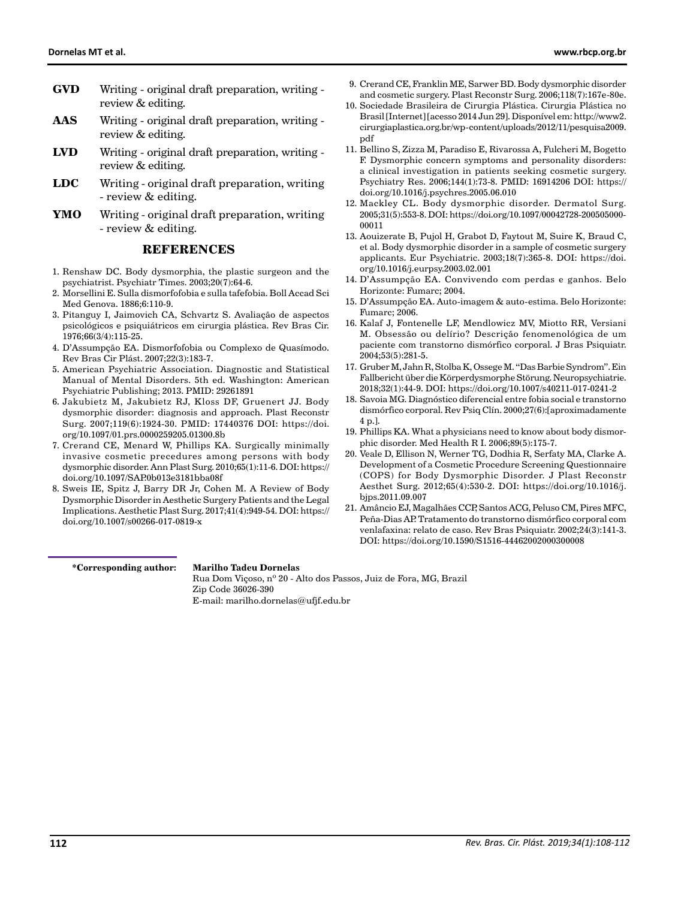**GVD** Writing - original draft preparation, writing - review & editing.

**AAS** Writing - original draft preparation, writing - review & editing.

**LVD** Writing - original draft preparation, writing - review & editing.

**LDC** Writing - original draft preparation, writing - review & editing.

**YMO** Writing - original draft preparation, writing - review & editing.

## REFERENCES

1. Renshaw DC. Body dysmorphia, the plastic surgeon and the psychiatrist. Psychiatr Times. 2003;20(7):64-6.
2. Morsellini E. Sulla dismorfofobia e sulla tafefobia. Boll Accad Sci Med Genova. 1886;6:110-9.
3. Pitanguy I, Jaimovich CA, Schvartz S. Avaliação de aspectos psicológicos e psiquiátricos em cirurgia plástica. Rev Bras Cir. 1976;66(3/4):115-25.
4. D'Assumpção EA. Dismorfofobia ou Complexo de Quasímodo. Rev Bras Cir Plást. 2007;22(3):183-7.
5. American Psychiatric Association. Diagnostic and Statistical Manual of Mental Disorders. 5th ed. Washington: American Psychiatric Publishing; 2013. PMID: 29261891
6. Jakubietz M, Jakubietz RJ, Kloss DF, Gruenert JJ. Body dysmorphic disorder: diagnosis and approach. Plast Reconstr Surg. 2007;119(6):1924-30. PMID: 17440376 DOI: https://doi.org/10.1097/01.prs.0000259205.01300.8b
7. Crerand CE, Menard W, Phillips KA. Surgically minimally invasive cosmetic precedures among persons with body dysmorphic disorder. Ann Plast Surg. 2010;65(1):11-6. DOI: https://doi.org/10.1097/SAP.0b013e3181bba08f
8. Sweis IE, Spitz J, Barry DR Jr, Cohen M. A Review of Body Dysmorphic Disorder in Aesthetic Surgery Patients and the Legal Implications. Aesthetic Plast Surg. 2017;41(4):949-54. DOI: https://doi.org/10.1007/s00266-017-0819-x
9. Crerand CE, Franklin ME, Sarwer BD. Body dysmorphic disorder and cosmetic surgery. Plast Reconstr Surg. 2006;118(7):167e-80e.
10. Sociedade Brasileira de Cirurgia Plástica. Cirurgia Plástica no Brasil [Internet] [acesso 2014 Jun 29]. Disponível em: http://www2.cirurgiaplastica.org.br/wp-content/uploads/2012/11/pesquisa2009.pdf
11. Bellino S, Zizza M, Paradiso E, Rivarossa A, Fulcheri M, Bogetto F. Dysmorphic concern symptoms and personality disorders: a clinical investigation in patients seeking cosmetic surgery. Psychiatry Res. 2006;144(1):73-8. PMID: 16914206 DOI: https://doi.org/10.1016/j.psychres.2005.06.010
12. Mackley CL. Body dysmorphic disorder. Dermatol Surg. 2005;31(5):553-8. DOI: https://doi.org/10.1097/00042728-200505000-00011
13. Aouizerate B, Pujol H, Grabot D, Faytout M, Suire K, Braud C, et al. Body dysmorphic disorder in a sample of cosmetic surgery applicants. Eur Psychiatric. 2003;18(7):365-8. DOI: https://doi.org/10.1016/j.eurpsy.2003.02.001
14. D'Assumpção EA. Convivendo com perdas e ganhos. Belo Horizonte: Fumarc; 2004.
15. D'Assumpção EA. Auto-imagem & auto-estima. Belo Horizonte: Fumarc; 2006.
16. Kalaf J, Fontenelle LF, Mendlowicz MV, Miotto RR, Versiani M. Obsessão ou delírio? Descrição fenomenológica de um paciente com transtorno dismórfico corporal. J Bras Psiquiatr. 2004;53(5):281-5.
17. Gruber M, Jahn R, Stolba K, Ossege M. "Das Barbie Syndrom". Ein Fallbericht über die Körperdysmorphe Störung. Neuropsychiatrie. 2018;32(1):44-9. DOI: https://doi.org/10.1007/s40211-017-0241-2
18. Savoia MG. Diagnóstico diferencial entre fobia social e transtorno dismórfico corporal. Rev Psiq Clín. 2000;27(6):[aproximadamente 4 p.].
19. Phillips KA. What a physicians need to know about body dismorphic disorder. Med Health R I. 2006;89(5):175-7.
20. Veale D, Ellison N, Werner TG, Dodhia R, Serfaty MA, Clarke A. Development of a Cosmetic Procedure Screening Questionnaire (COPS) for Body Dysmorphic Disorder. J Plast Reconstr Aesthet Surg. 2012;65(4):530-2. DOI: https://doi.org/10.1016/j.bjps.2011.09.007
21. Amâncio EJ, Magalhães CCP, Santos ACG, Peluso CM, Pires MFC, Peña-Dias AP. Tratamento do transtorno dismórfico corporal com venlafaxina: relato de caso. Rev Bras Psiquiatr. 2002;24(3):141-3. DOI: https://doi.org/10.1590/S1516-44462002000300008

**\*Corresponding author:** **Marilho Tadeu Dornelas**
Rua Dom Viçoso, nº 20 - Alto dos Passos, Juiz de Fora, MG, Brazil
Zip Code 36026-390
E-mail: marilho.dornelas@ufjf.edu.br